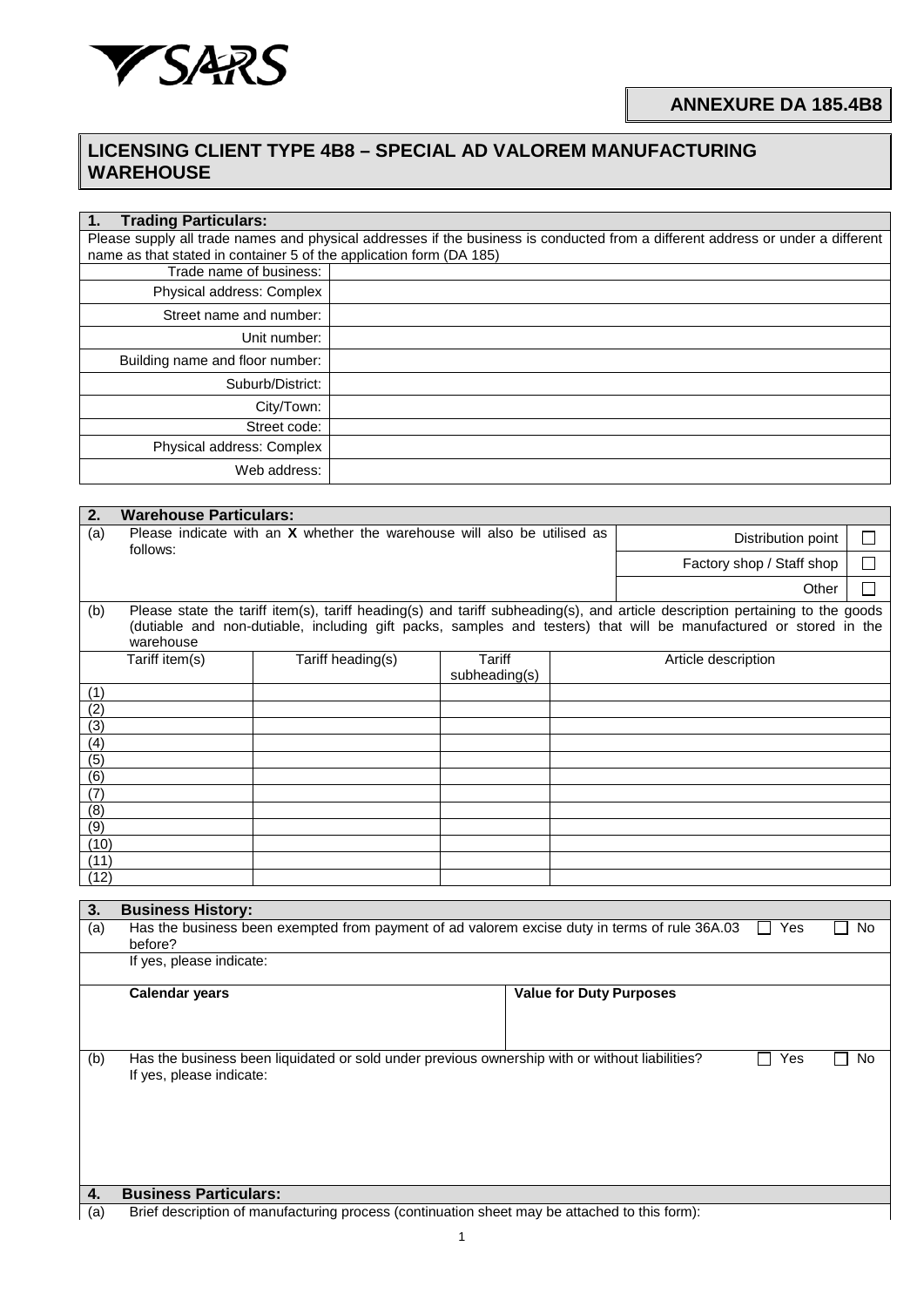SARS

**ANNEXURE DA 185.4B8**

# LICENSING CLIENT TYPE 4B8 – SPECIAL AD VALOREM MANUFACTURING WAREHOUSE

## 1. Trading Particulars:

Please supply all trade names and physical addresses if the business is conducted from a different address or under a different name as that stated in container 5 of the application form (DA 185)

| | |
|---|---|
| Trade name of business: | |
| Physical address: Complex | |
| Street name and number: | |
| Unit number: | |
| Building name and floor number: | |
| Suburb/District: | |
| City/Town: | |
| Street code: | |
| Physical address: Complex | |
| Web address: | |

## 2. Warehouse Particulars:

(a) Please indicate with an **X** whether the warehouse will also be utilised as follows:

| | |
|---|---|
| Distribution point | ☐ |
| Factory shop / Staff shop | ☐ |
| Other | ☐ |

(b) Please state the tariff item(s), tariff heading(s) and tariff subheading(s), and article description pertaining to the goods (dutiable and non-dutiable, including gift packs, samples and testers) that will be manufactured or stored in the warehouse

| Tariff item(s) | Tariff heading(s) | Tariff subheading(s) | Article description |
|---|---|---|---|
| (1) | | | |
| (2) | | | |
| (3) | | | |
| (4) | | | |
| (5) | | | |
| (6) | | | |
| (7) | | | |
| (8) | | | |
| (9) | | | |
| (10) | | | |
| (11) | | | |
| (12) | | | |

## 3. Business History:

(a) Has the business been exempted from payment of ad valorem excise duty in terms of rule 36A.03 before? ☐ Yes ☐ No

If yes, please indicate:

| Calendar years | Value for Duty Purposes |
|---|---|
| | |

(b) Has the business been liquidated or sold under previous ownership with or without liabilities? ☐ Yes ☐ No

If yes, please indicate:

## 4. Business Particulars:

(a) Brief description of manufacturing process (continuation sheet may be attached to this form):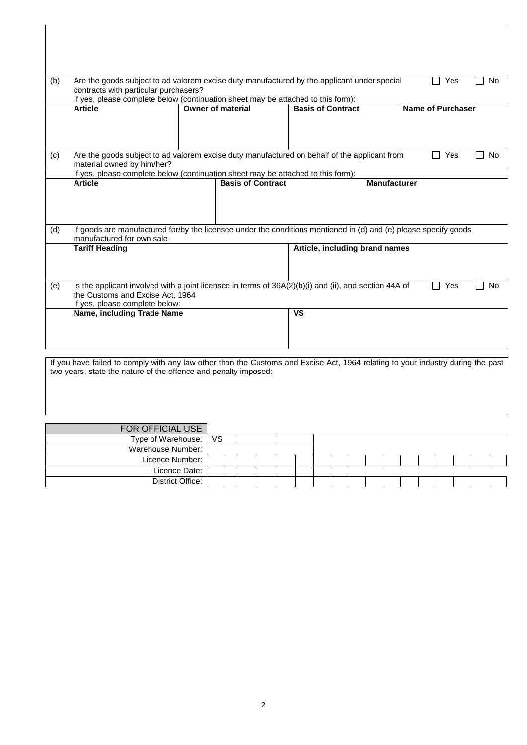(b) Are the goods subject to ad valorem excise duty manufactured by the applicant under special contracts with particular purchasers? ☐ Yes ☐ No

If yes, please complete below (continuation sheet may be attached to this form):

| Article | Owner of material | Basis of Contract | Name of Purchaser |
|---|---|---|---|
| | | | |

(c) Are the goods subject to ad valorem excise duty manufactured on behalf of the applicant from material owned by him/her? ☐ Yes ☐ No

If yes, please complete below (continuation sheet may be attached to this form):

| Article | Basis of Contract | Manufacturer |
|---|---|---|
| | | |

(d) If goods are manufactured for/by the licensee under the conditions mentioned in (d) and (e) please specify goods manufactured for own sale

| Tariff Heading | Article, including brand names |
|---|---|
| | |

(e) Is the applicant involved with a joint licensee in terms of 36A(2)(b)(i) and (ii), and section 44A of the Customs and Excise Act, 1964 ☐ Yes ☐ No

If yes, please complete below:

| Name, including Trade Name | VS |
|---|---|
| | |

If you have failed to comply with any law other than the Customs and Excise Act, 1964 relating to your industry during the past two years, state the nature of the offence and penalty imposed:

| FOR OFFICIAL USE | |
|---|---|
| Type of Warehouse: | VS |
| Warehouse Number: | |
| Licence Number: | |
| Licence Date: | |
| District Office: | |